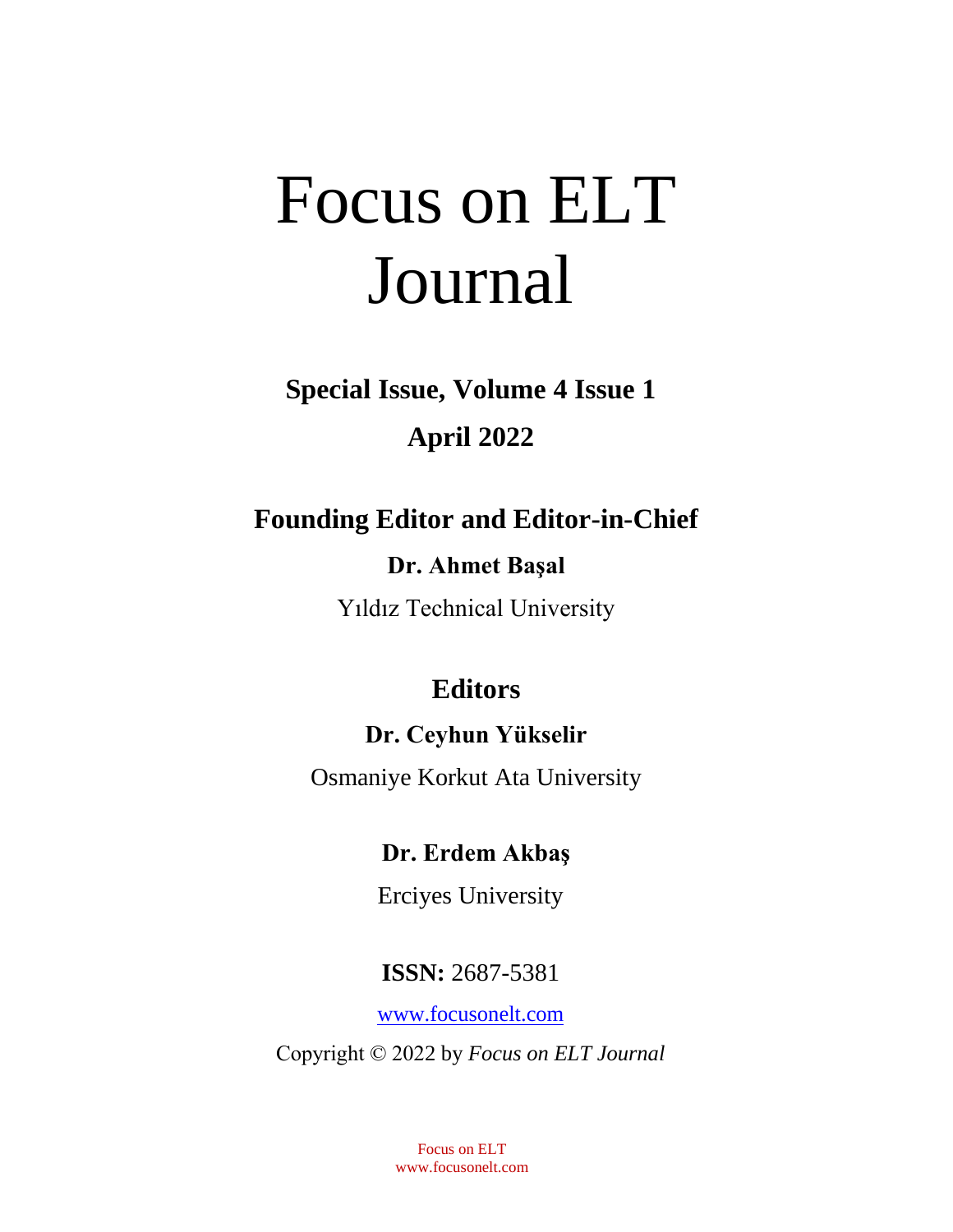# Focus on ELT Journal

**Special Issue, Volume 4 Issue 1**

**April 2022**

## Founding Editor and Editor-in-Chief

**Dr. Ahmet Başal**

Yıldız Technical University

## Editors

**Dr. Ceyhun Yükselir**

Osmaniye Korkut Ata University

**Dr. Erdem Akbaş**

Erciyes University

**ISSN:** 2687-5381

www.focusonelt.com

Copyright © 2022 by *Focus on ELT Journal*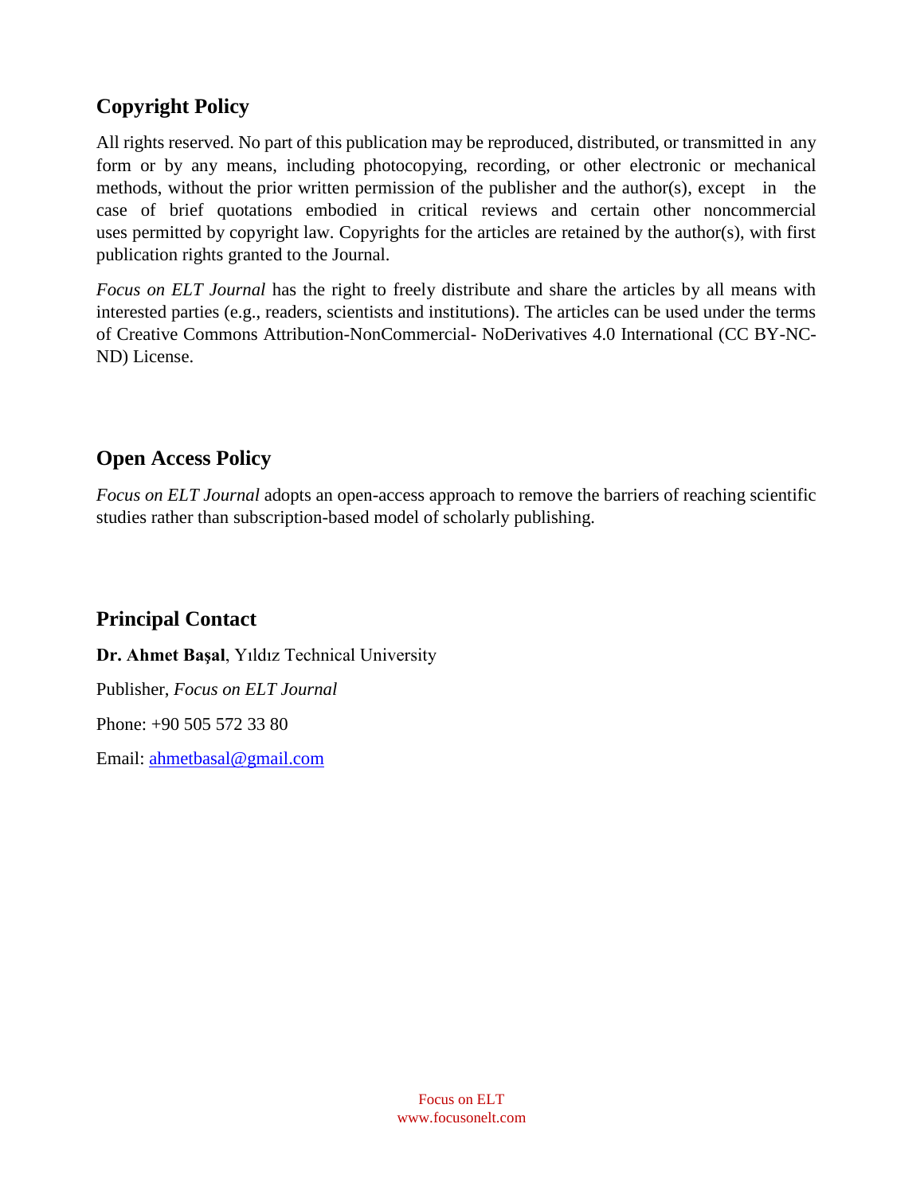## Copyright Policy

All rights reserved. No part of this publication may be reproduced, distributed, or transmitted in any form or by any means, including photocopying, recording, or other electronic or mechanical methods, without the prior written permission of the publisher and the author(s), except in the case of brief quotations embodied in critical reviews and certain other noncommercial uses permitted by copyright law. Copyrights for the articles are retained by the author(s), with first publication rights granted to the Journal.

*Focus on ELT Journal* has the right to freely distribute and share the articles by all means with interested parties (e.g., readers, scientists and institutions). The articles can be used under the terms of Creative Commons Attribution-NonCommercial- NoDerivatives 4.0 International (CC BY-NC-ND) License.

## Open Access Policy

*Focus on ELT Journal* adopts an open-access approach to remove the barriers of reaching scientific studies rather than subscription-based model of scholarly publishing.

## Principal Contact

**Dr. Ahmet Başal**, Yıldız Technical University

Publisher, *Focus on ELT Journal*

Phone: +90 505 572 33 80

Email: ahmetbasal@gmail.com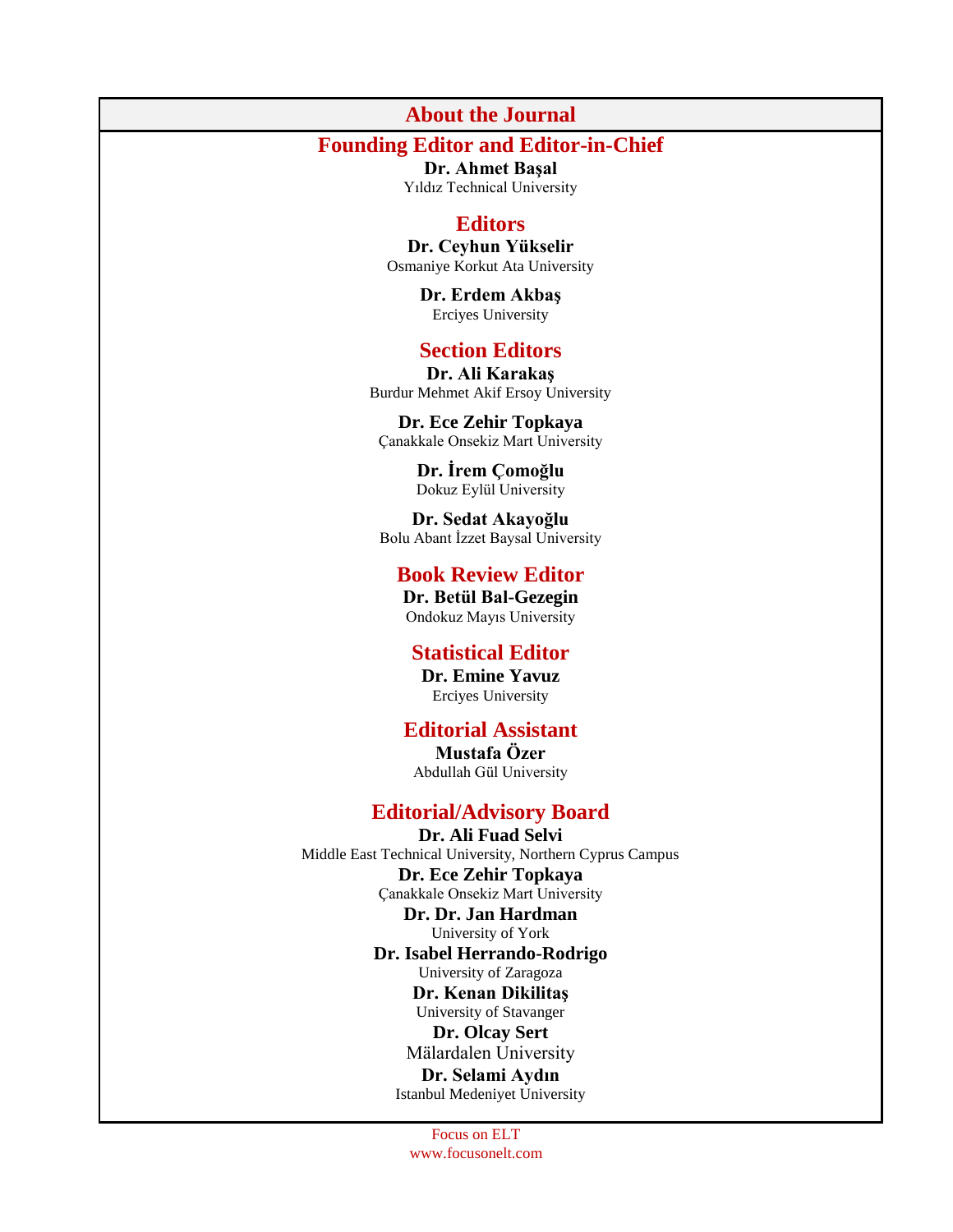# About the Journal

## Founding Editor and Editor-in-Chief

**Dr. Ahmet Başal**
Yıldız Technical University

## Editors

**Dr. Ceyhun Yükselir**
Osmaniye Korkut Ata University

**Dr. Erdem Akbaş**
Erciyes University

## Section Editors

**Dr. Ali Karakaş**
Burdur Mehmet Akif Ersoy University

**Dr. Ece Zehir Topkaya**
Çanakkale Onsekiz Mart University

**Dr. İrem Çomoğlu**
Dokuz Eylül University

**Dr. Sedat Akayoğlu**
Bolu Abant İzzet Baysal University

## Book Review Editor

**Dr. Betül Bal-Gezegin**
Ondokuz Mayıs University

## Statistical Editor

**Dr. Emine Yavuz**
Erciyes University

## Editorial Assistant

**Mustafa Özer**
Abdullah Gül University

## Editorial/Advisory Board

**Dr. Ali Fuad Selvi**
Middle East Technical University, Northern Cyprus Campus

**Dr. Ece Zehir Topkaya**
Çanakkale Onsekiz Mart University

**Dr. Dr. Jan Hardman**
University of York

**Dr. Isabel Herrando-Rodrigo**
University of Zaragoza

**Dr. Kenan Dikilitaş**
University of Stavanger

**Dr. Olcay Sert**
Mälardalen University

**Dr. Selami Aydın**
Istanbul Medeniyet University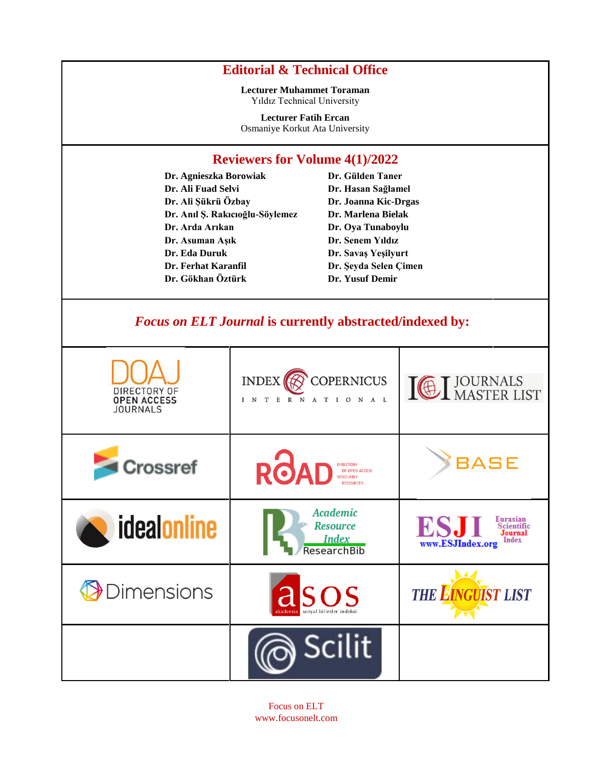## Editorial & Technical Office

**Lecturer Muhammet Toraman**
Yıldız Technical University

**Lecturer Fatih Ercan**
Osmaniye Korkut Ata University

## Reviewers for Volume 4(1)/2022

**Dr. Agnieszka Borowiak**
**Dr. Ali Fuad Selvi**
**Dr. Ali Şükrü Özbay**
**Dr. Anıl Ş. Rakıcıoğlu-Söylemez**
**Dr. Arda Arıkan**
**Dr. Asuman Aşık**
**Dr. Eda Duruk**
**Dr. Ferhat Karanfil**
**Dr. Gökhan Öztürk**
**Dr. Gülden Taner**
**Dr. Hasan Sağlamel**
**Dr. Joanna Kic-Drgas**
**Dr. Marlena Bielak**
**Dr. Oya Tunaboylu**
**Dr. Senem Yıldız**
**Dr. Savaş Yeşilyurt**
**Dr. Şeyda Selen Çimen**
**Dr. Yusuf Demir**

## *Focus on ELT Journal* is currently abstracted/indexed by:

| | | |
|---|---|---|
| DOAJ – Directory of Open Access Journals | Index Copernicus International | ICI Journals Master List |
| Crossref | ROAD – Directory of Open Access Scholarly Resources | BASE |
| idealonline | Academic Resource Index ResearchBib | ESJI – Eurasian Scientific Journal Index – www.ESJIndex.org |
| Dimensions | asos – akademia sosyal bilimler indeksi | The Linguist List |
| | Scilit | |

Focus on ELT
www.focusonelt.com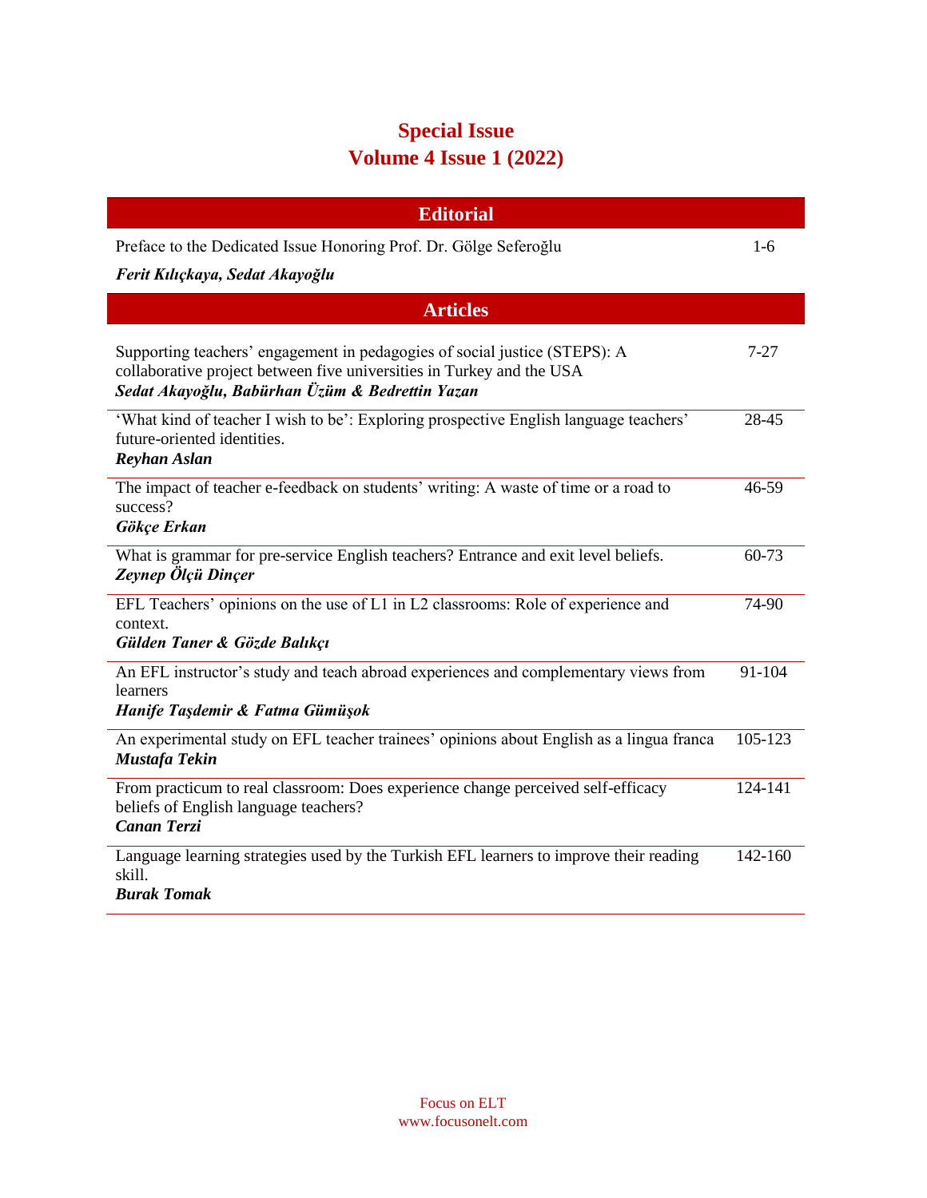# Special Issue
# Volume 4 Issue 1 (2022)

## Editorial

| | |
|---|---|
| Preface to the Dedicated Issue Honoring Prof. Dr. Gölge Seferoğlu<br>***Ferit Kılıçkaya, Sedat Akayoğlu*** | 1-6 |

## Articles

| | |
|---|---|
| Supporting teachers' engagement in pedagogies of social justice (STEPS): A collaborative project between five universities in Turkey and the USA<br>***Sedat Akayoğlu, Babürhan Üzüm & Bedrettin Yazan*** | 7-27 |
| 'What kind of teacher I wish to be': Exploring prospective English language teachers' future-oriented identities.<br>***Reyhan Aslan*** | 28-45 |
| The impact of teacher e-feedback on students' writing: A waste of time or a road to success?<br>***Gökçe Erkan*** | 46-59 |
| What is grammar for pre-service English teachers? Entrance and exit level beliefs.<br>***Zeynep Ölçü Dinçer*** | 60-73 |
| EFL Teachers' opinions on the use of L1 in L2 classrooms: Role of experience and context.<br>***Gülden Taner & Gözde Balıkçı*** | 74-90 |
| An EFL instructor's study and teach abroad experiences and complementary views from learners<br>***Hanife Taşdemir & Fatma Gümüşok*** | 91-104 |
| An experimental study on EFL teacher trainees' opinions about English as a lingua franca<br>***Mustafa Tekin*** | 105-123 |
| From practicum to real classroom: Does experience change perceived self-efficacy beliefs of English language teachers?<br>***Canan Terzi*** | 124-141 |
| Language learning strategies used by the Turkish EFL learners to improve their reading skill.<br>***Burak Tomak*** | 142-160 |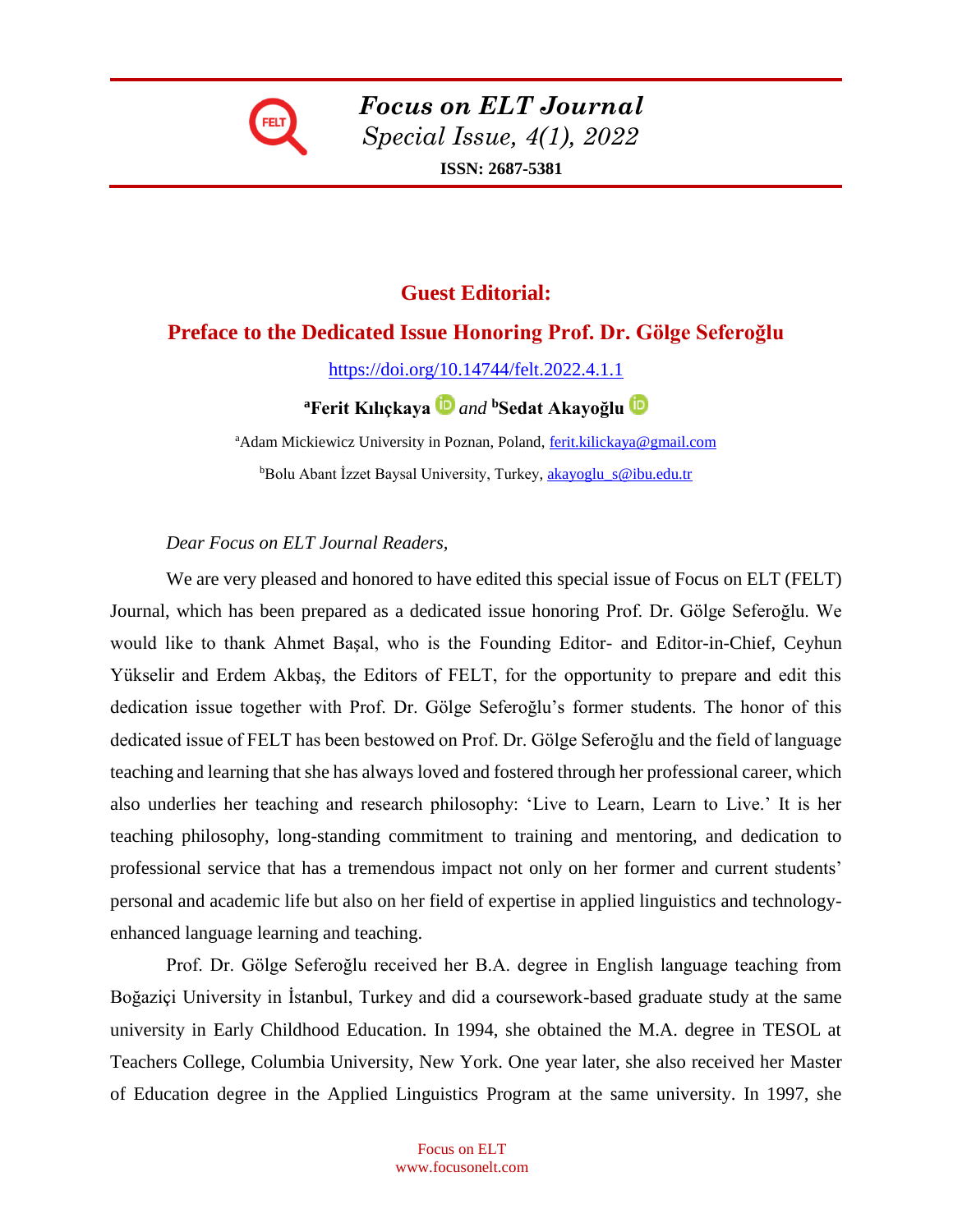# Guest Editorial:

## Preface to the Dedicated Issue Honoring Prof. Dr. Gölge Seferoğlu

https://doi.org/10.14744/felt.2022.4.1.1

**[a]Ferit Kılıçkaya** *and* **[b]Sedat Akayoğlu**

[a]Adam Mickiewicz University in Poznan, Poland, ferit.kilickaya@gmail.com

[b]Bolu Abant İzzet Baysal University, Turkey, akayoglu_s@ibu.edu.tr

*Dear Focus on ELT Journal Readers,*

We are very pleased and honored to have edited this special issue of Focus on ELT (FELT) Journal, which has been prepared as a dedicated issue honoring Prof. Dr. Gölge Seferoğlu. We would like to thank Ahmet Başal, who is the Founding Editor- and Editor-in-Chief, Ceyhun Yükselir and Erdem Akbaş, the Editors of FELT, for the opportunity to prepare and edit this dedication issue together with Prof. Dr. Gölge Seferoğlu's former students. The honor of this dedicated issue of FELT has been bestowed on Prof. Dr. Gölge Seferoğlu and the field of language teaching and learning that she has always loved and fostered through her professional career, which also underlies her teaching and research philosophy: 'Live to Learn, Learn to Live.' It is her teaching philosophy, long-standing commitment to training and mentoring, and dedication to professional service that has a tremendous impact not only on her former and current students' personal and academic life but also on her field of expertise in applied linguistics and technology-enhanced language learning and teaching.

Prof. Dr. Gölge Seferoğlu received her B.A. degree in English language teaching from Boğaziçi University in İstanbul, Turkey and did a coursework-based graduate study at the same university in Early Childhood Education. In 1994, she obtained the M.A. degree in TESOL at Teachers College, Columbia University, New York. One year later, she also received her Master of Education degree in the Applied Linguistics Program at the same university. In 1997, she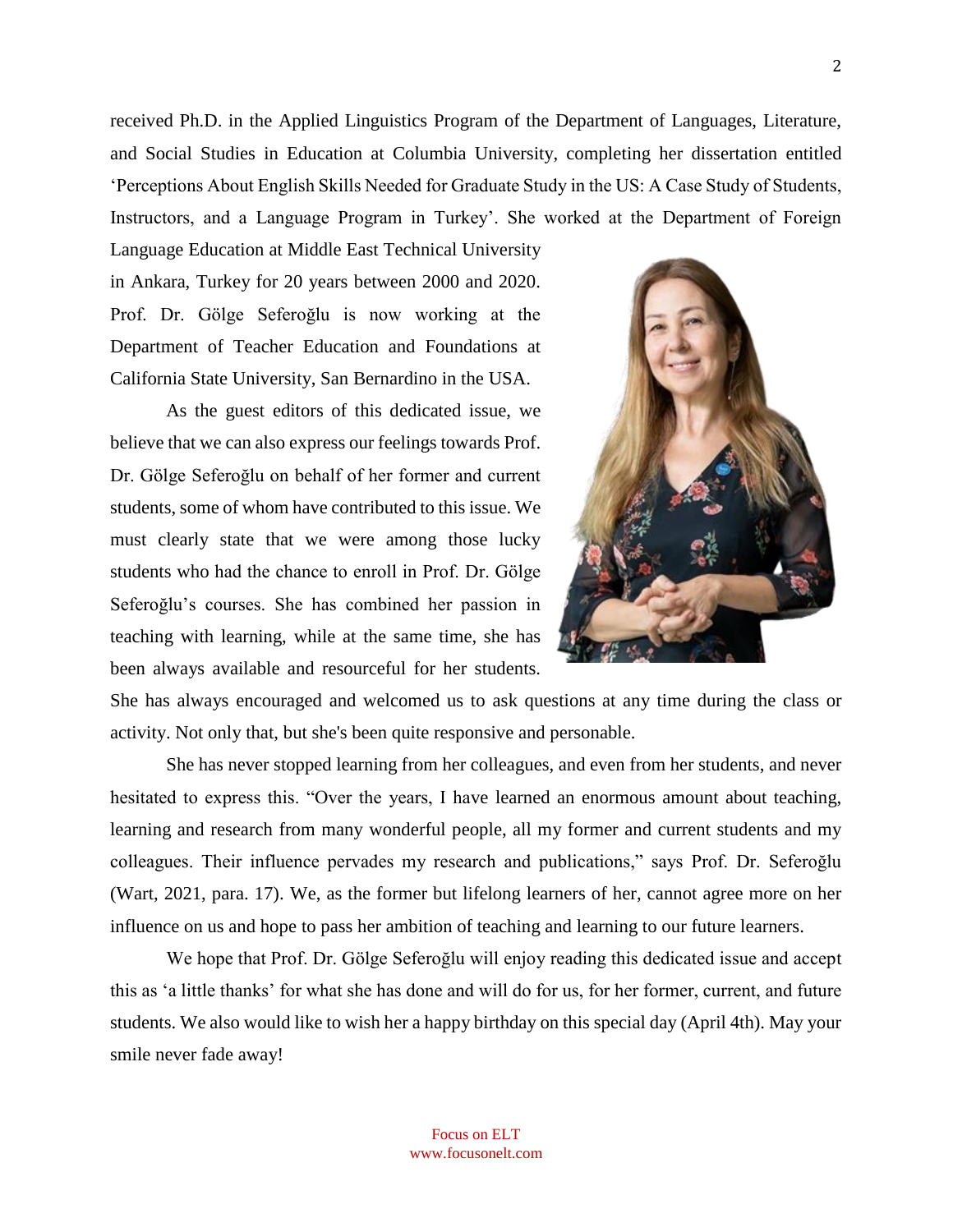received Ph.D. in the Applied Linguistics Program of the Department of Languages, Literature, and Social Studies in Education at Columbia University, completing her dissertation entitled 'Perceptions About English Skills Needed for Graduate Study in the US: A Case Study of Students, Instructors, and a Language Program in Turkey'. She worked at the Department of Foreign Language Education at Middle East Technical University in Ankara, Turkey for 20 years between 2000 and 2020. Prof. Dr. Gölge Seferoğlu is now working at the Department of Teacher Education and Foundations at California State University, San Bernardino in the USA.

As the guest editors of this dedicated issue, we believe that we can also express our feelings towards Prof. Dr. Gölge Seferoğlu on behalf of her former and current students, some of whom have contributed to this issue. We must clearly state that we were among those lucky students who had the chance to enroll in Prof. Dr. Gölge Seferoğlu's courses. She has combined her passion in teaching with learning, while at the same time, she has been always available and resourceful for her students. She has always encouraged and welcomed us to ask questions at any time during the class or activity. Not only that, but she's been quite responsive and personable.

She has never stopped learning from her colleagues, and even from her students, and never hesitated to express this. "Over the years, I have learned an enormous amount about teaching, learning and research from many wonderful people, all my former and current students and my colleagues. Their influence pervades my research and publications," says Prof. Dr. Seferoğlu (Wart, 2021, para. 17). We, as the former but lifelong learners of her, cannot agree more on her influence on us and hope to pass her ambition of teaching and learning to our future learners.

We hope that Prof. Dr. Gölge Seferoğlu will enjoy reading this dedicated issue and accept this as 'a little thanks' for what she has done and will do for us, for her former, current, and future students. We also would like to wish her a happy birthday on this special day (April 4th). May your smile never fade away!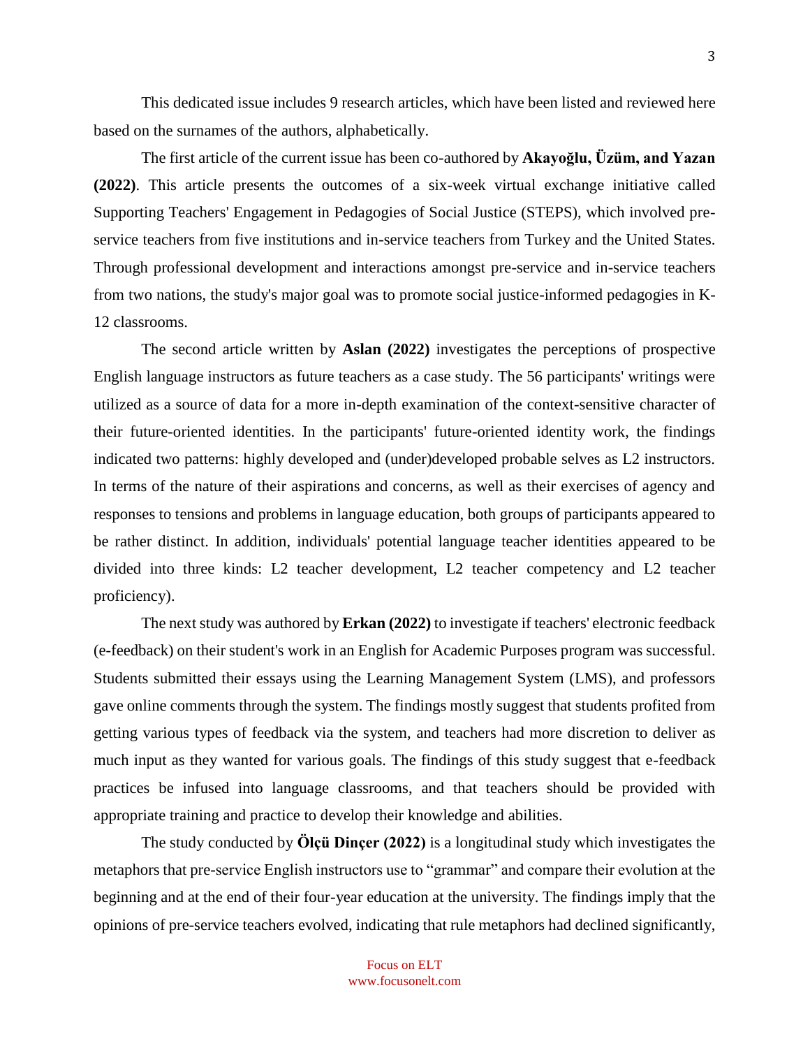This dedicated issue includes 9 research articles, which have been listed and reviewed here based on the surnames of the authors, alphabetically.

The first article of the current issue has been co-authored by **Akayoğlu, Üzüm, and Yazan (2022)**. This article presents the outcomes of a six-week virtual exchange initiative called Supporting Teachers' Engagement in Pedagogies of Social Justice (STEPS), which involved pre-service teachers from five institutions and in-service teachers from Turkey and the United States. Through professional development and interactions amongst pre-service and in-service teachers from two nations, the study's major goal was to promote social justice-informed pedagogies in K-12 classrooms.

The second article written by **Aslan (2022)** investigates the perceptions of prospective English language instructors as future teachers as a case study. The 56 participants' writings were utilized as a source of data for a more in-depth examination of the context-sensitive character of their future-oriented identities. In the participants' future-oriented identity work, the findings indicated two patterns: highly developed and (under)developed probable selves as L2 instructors. In terms of the nature of their aspirations and concerns, as well as their exercises of agency and responses to tensions and problems in language education, both groups of participants appeared to be rather distinct. In addition, individuals' potential language teacher identities appeared to be divided into three kinds: L2 teacher development, L2 teacher competency and L2 teacher proficiency).

The next study was authored by **Erkan (2022)** to investigate if teachers' electronic feedback (e-feedback) on their student's work in an English for Academic Purposes program was successful. Students submitted their essays using the Learning Management System (LMS), and professors gave online comments through the system. The findings mostly suggest that students profited from getting various types of feedback via the system, and teachers had more discretion to deliver as much input as they wanted for various goals. The findings of this study suggest that e-feedback practices be infused into language classrooms, and that teachers should be provided with appropriate training and practice to develop their knowledge and abilities.

The study conducted by **Ölçü Dinçer (2022)** is a longitudinal study which investigates the metaphors that pre-service English instructors use to "grammar" and compare their evolution at the beginning and at the end of their four-year education at the university. The findings imply that the opinions of pre-service teachers evolved, indicating that rule metaphors had declined significantly,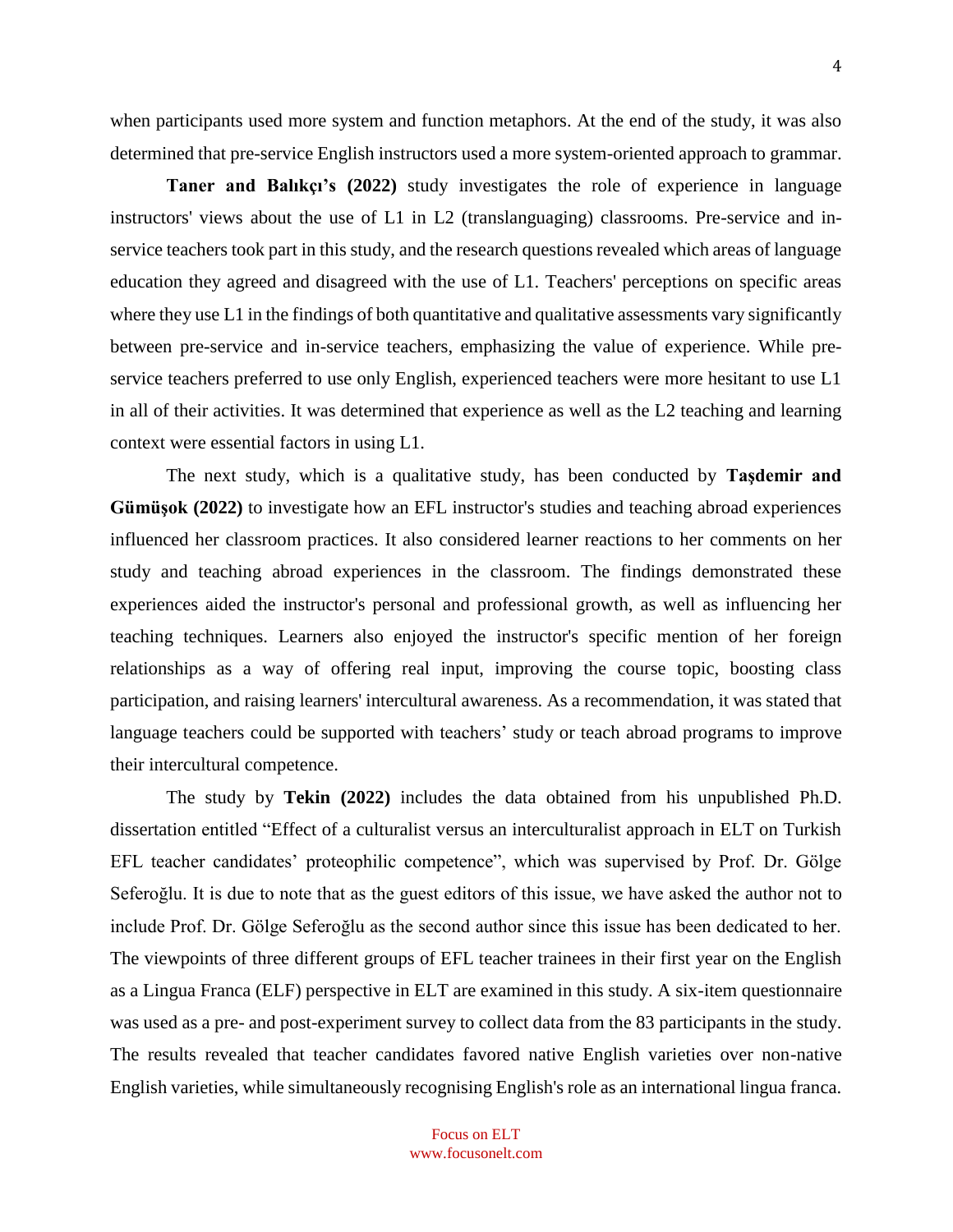when participants used more system and function metaphors. At the end of the study, it was also determined that pre-service English instructors used a more system-oriented approach to grammar.

**Taner and Balıkçı's (2022)** study investigates the role of experience in language instructors' views about the use of L1 in L2 (translanguaging) classrooms. Pre-service and in-service teachers took part in this study, and the research questions revealed which areas of language education they agreed and disagreed with the use of L1. Teachers' perceptions on specific areas where they use L1 in the findings of both quantitative and qualitative assessments vary significantly between pre-service and in-service teachers, emphasizing the value of experience. While pre-service teachers preferred to use only English, experienced teachers were more hesitant to use L1 in all of their activities. It was determined that experience as well as the L2 teaching and learning context were essential factors in using L1.

The next study, which is a qualitative study, has been conducted by **Taşdemir and Gümüşok (2022)** to investigate how an EFL instructor's studies and teaching abroad experiences influenced her classroom practices. It also considered learner reactions to her comments on her study and teaching abroad experiences in the classroom. The findings demonstrated these experiences aided the instructor's personal and professional growth, as well as influencing her teaching techniques. Learners also enjoyed the instructor's specific mention of her foreign relationships as a way of offering real input, improving the course topic, boosting class participation, and raising learners' intercultural awareness. As a recommendation, it was stated that language teachers could be supported with teachers' study or teach abroad programs to improve their intercultural competence.

The study by **Tekin (2022)** includes the data obtained from his unpublished Ph.D. dissertation entitled "Effect of a culturalist versus an interculturalist approach in ELT on Turkish EFL teacher candidates' proteophilic competence", which was supervised by Prof. Dr. Gölge Seferoğlu. It is due to note that as the guest editors of this issue, we have asked the author not to include Prof. Dr. Gölge Seferoğlu as the second author since this issue has been dedicated to her. The viewpoints of three different groups of EFL teacher trainees in their first year on the English as a Lingua Franca (ELF) perspective in ELT are examined in this study. A six-item questionnaire was used as a pre- and post-experiment survey to collect data from the 83 participants in the study. The results revealed that teacher candidates favored native English varieties over non-native English varieties, while simultaneously recognising English's role as an international lingua franca.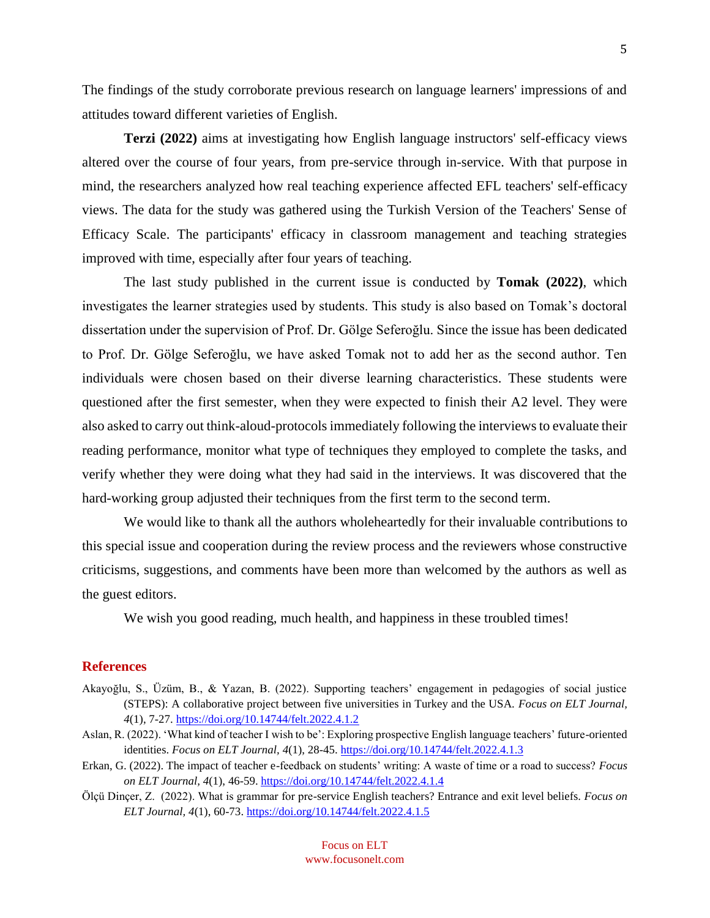The findings of the study corroborate previous research on language learners' impressions of and attitudes toward different varieties of English.

**Terzi (2022)** aims at investigating how English language instructors' self-efficacy views altered over the course of four years, from pre-service through in-service. With that purpose in mind, the researchers analyzed how real teaching experience affected EFL teachers' self-efficacy views. The data for the study was gathered using the Turkish Version of the Teachers' Sense of Efficacy Scale. The participants' efficacy in classroom management and teaching strategies improved with time, especially after four years of teaching.

The last study published in the current issue is conducted by **Tomak (2022)**, which investigates the learner strategies used by students. This study is also based on Tomak's doctoral dissertation under the supervision of Prof. Dr. Gölge Seferoğlu. Since the issue has been dedicated to Prof. Dr. Gölge Seferoğlu, we have asked Tomak not to add her as the second author. Ten individuals were chosen based on their diverse learning characteristics. These students were questioned after the first semester, when they were expected to finish their A2 level. They were also asked to carry out think-aloud-protocols immediately following the interviews to evaluate their reading performance, monitor what type of techniques they employed to complete the tasks, and verify whether they were doing what they had said in the interviews. It was discovered that the hard-working group adjusted their techniques from the first term to the second term.

We would like to thank all the authors wholeheartedly for their invaluable contributions to this special issue and cooperation during the review process and the reviewers whose constructive criticisms, suggestions, and comments have been more than welcomed by the authors as well as the guest editors.

We wish you good reading, much health, and happiness in these troubled times!

## References

Akayoğlu, S., Üzüm, B., & Yazan, B. (2022). Supporting teachers' engagement in pedagogies of social justice (STEPS): A collaborative project between five universities in Turkey and the USA. *Focus on ELT Journal, 4*(1), 7-27. https://doi.org/10.14744/felt.2022.4.1.2

Aslan, R. (2022). 'What kind of teacher I wish to be': Exploring prospective English language teachers' future-oriented identities. *Focus on ELT Journal, 4*(1), 28-45. https://doi.org/10.14744/felt.2022.4.1.3

Erkan, G. (2022). The impact of teacher e-feedback on students' writing: A waste of time or a road to success? *Focus on ELT Journal, 4*(1), 46-59. https://doi.org/10.14744/felt.2022.4.1.4

Ölçü Dinçer, Z. (2022). What is grammar for pre-service English teachers? Entrance and exit level beliefs. *Focus on ELT Journal, 4*(1), 60-73. https://doi.org/10.14744/felt.2022.4.1.5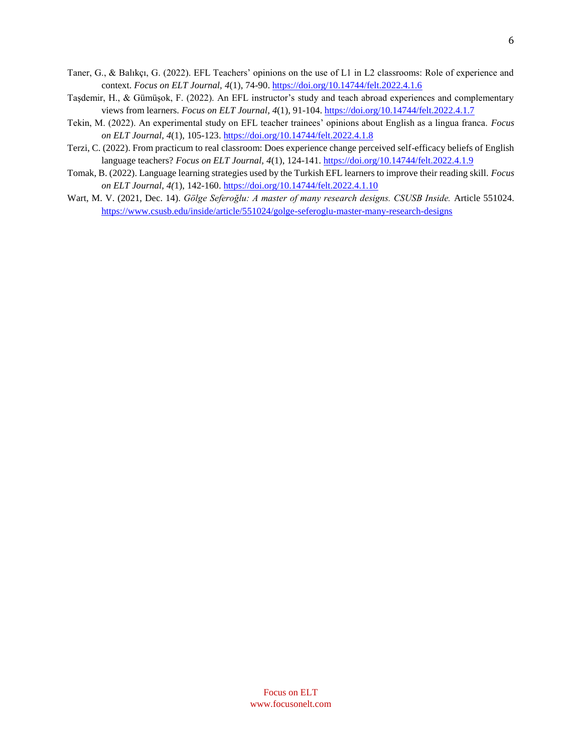Taner, G., & Balıkçı, G. (2022). EFL Teachers' opinions on the use of L1 in L2 classrooms: Role of experience and context. *Focus on ELT Journal, 4*(1), 74-90. https://doi.org/10.14744/felt.2022.4.1.6

Taşdemir, H., & Gümüşok, F. (2022). An EFL instructor's study and teach abroad experiences and complementary views from learners. *Focus on ELT Journal, 4*(1), 91-104. https://doi.org/10.14744/felt.2022.4.1.7

Tekin, M. (2022). An experimental study on EFL teacher trainees' opinions about English as a lingua franca. *Focus on ELT Journal, 4*(1), 105-123. https://doi.org/10.14744/felt.2022.4.1.8

Terzi, C. (2022). From practicum to real classroom: Does experience change perceived self-efficacy beliefs of English language teachers? *Focus on ELT Journal, 4*(1), 124-141. https://doi.org/10.14744/felt.2022.4.1.9

Tomak, B. (2022). Language learning strategies used by the Turkish EFL learners to improve their reading skill. *Focus on ELT Journal, 4*(1), 142-160. https://doi.org/10.14744/felt.2022.4.1.10

Wart, M. V. (2021, Dec. 14). *Gölge Seferoğlu: A master of many research designs. CSUSB Inside.* Article 551024. https://www.csusb.edu/inside/article/551024/golge-seferoglu-master-many-research-designs